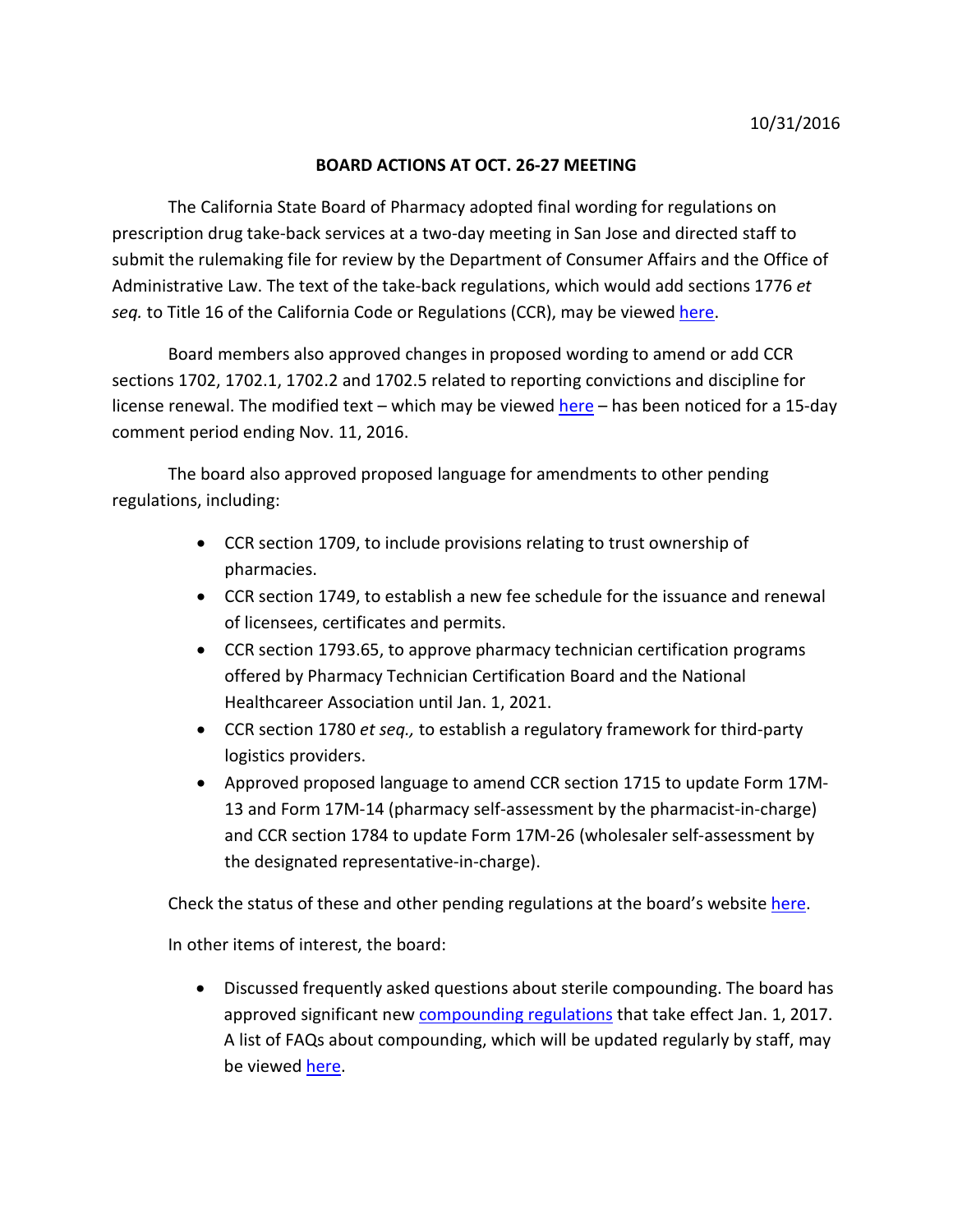10/31/2016

**BOARD ACTIONS AT OCT. 26-27 MEETING**

The California State Board of Pharmacy adopted final wording for regulations on prescription drug take-back services at a two-day meeting in San Jose and directed staff to submit the rulemaking file for review by the Department of Consumer Affairs and the Office of Administrative Law. The text of the take-back regulations, which would add sections 1776 *et seq.* to Title 16 of the California Code or Regulations (CCR), may be viewed here.

Board members also approved changes in proposed wording to amend or add CCR sections 1702, 1702.1, 1702.2 and 1702.5 related to reporting convictions and discipline for license renewal. The modified text – which may be viewed here – has been noticed for a 15-day comment period ending Nov. 11, 2016.

The board also approved proposed language for amendments to other pending regulations, including:

- CCR section 1709, to include provisions relating to trust ownership of pharmacies.
- CCR section 1749, to establish a new fee schedule for the issuance and renewal of licensees, certificates and permits.
- CCR section 1793.65, to approve pharmacy technician certification programs offered by Pharmacy Technician Certification Board and the National Healthcareer Association until Jan. 1, 2021.
- CCR section 1780 *et seq.,* to establish a regulatory framework for third-party logistics providers.
- Approved proposed language to amend CCR section 1715 to update Form 17M-13 and Form 17M-14 (pharmacy self-assessment by the pharmacist-in-charge) and CCR section 1784 to update Form 17M-26 (wholesaler self-assessment by the designated representative-in-charge).

Check the status of these and other pending regulations at the board's website here.

In other items of interest, the board:

- Discussed frequently asked questions about sterile compounding. The board has approved significant new compounding regulations that take effect Jan. 1, 2017. A list of FAQs about compounding, which will be updated regularly by staff, may be viewed here.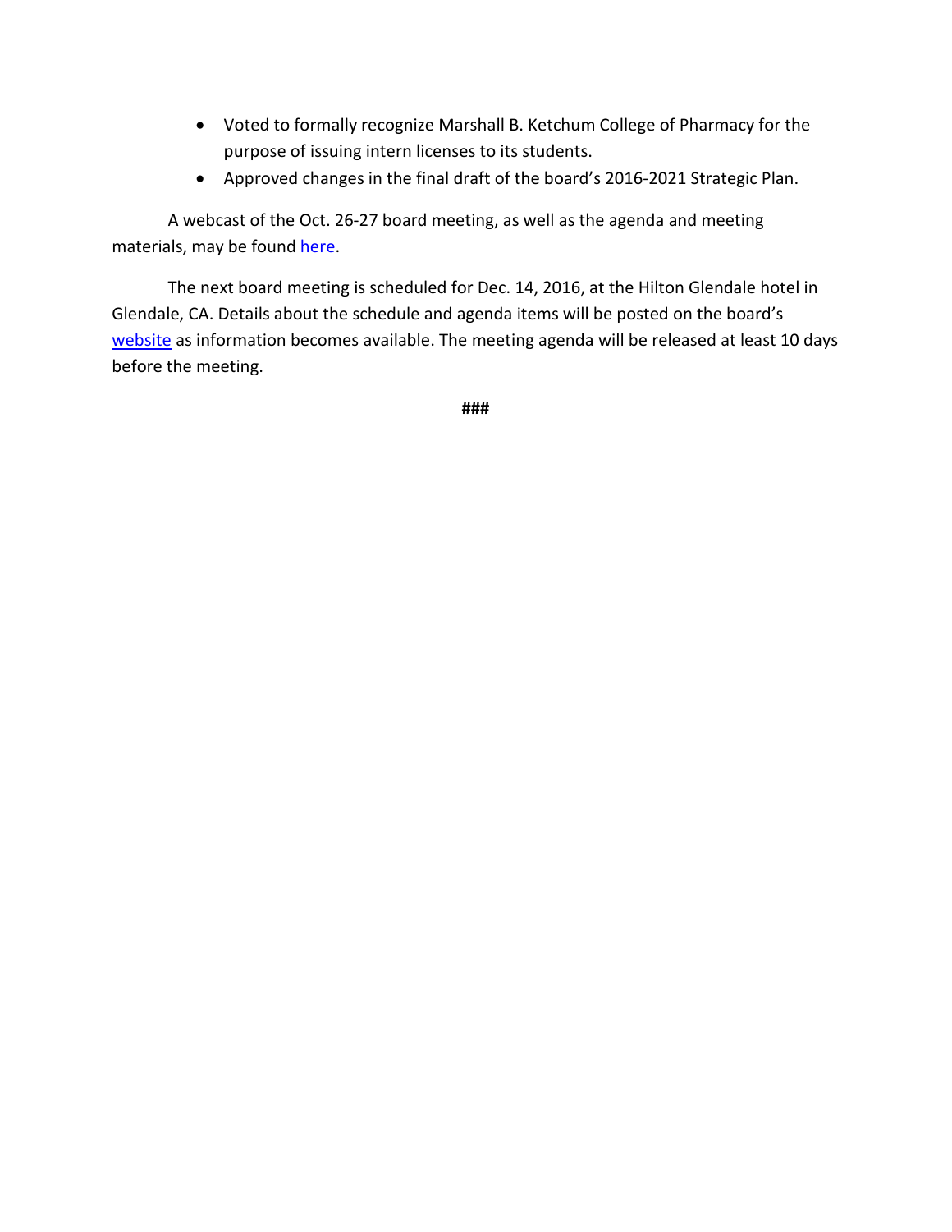- Voted to formally recognize Marshall B. Ketchum College of Pharmacy for the purpose of issuing intern licenses to its students.
- Approved changes in the final draft of the board's 2016-2021 Strategic Plan.

A webcast of the Oct. 26-27 board meeting, as well as the agenda and meeting materials, may be found here.

The next board meeting is scheduled for Dec. 14, 2016, at the Hilton Glendale hotel in Glendale, CA. Details about the schedule and agenda items will be posted on the board's website as information becomes available. The meeting agenda will be released at least 10 days before the meeting.

**###**